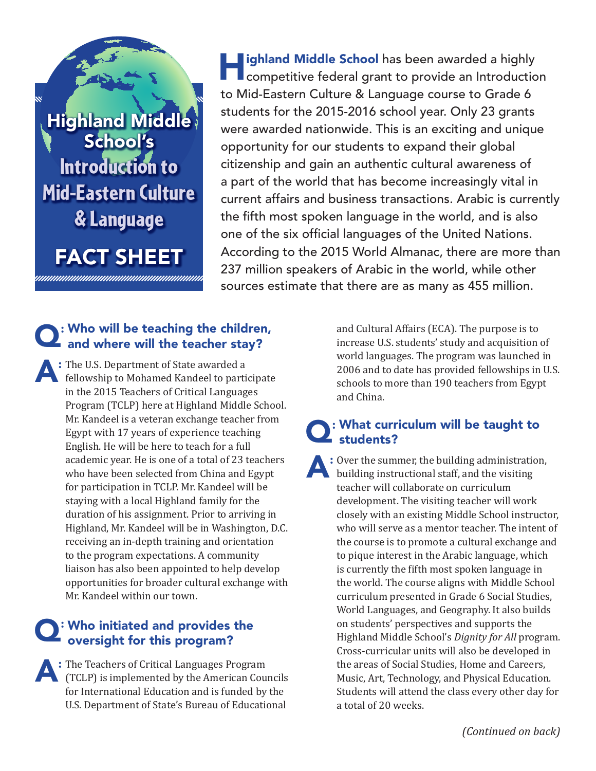# Highland Middle School's Introduction to Mid-Eastern Culture & Language

## FACT SHEET

**Highland Middle School** has been awarded a highly competitive federal grant to provide an Introduction to Mid-Eastern Culture & Language course to Grade 6 students for the 2015-2016 school year. Only 23 grants were awarded nationwide. This is an exciting and unique opportunity for our students to expand their global citizenship and gain an authentic cultural awareness of a part of the world that has become increasingly vital in current affairs and business transactions. Arabic is currently the fifth most spoken language in the world, and is also one of the six official languages of the United Nations. According to the 2015 World Almanac, there are more than 237 million speakers of Arabic in the world, while other sources estimate that there are as many as 455 million.

### Q: Who will be teaching the children, and where will the teacher stay?

**A:** The U.S. Department of State awarded a fellowship to Mohamed Kandeel to participate in the 2015 Teachers of Critical Languages Program (TCLP) here at Highland Middle School. Mr. Kandeel is a veteran exchange teacher from Egypt with 17 years of experience teaching English. He will be here to teach for a full academic year. He is one of a total of 23 teachers who have been selected from China and Egypt for participation in TCLP. Mr. Kandeel will be staying with a local Highland family for the duration of his assignment. Prior to arriving in Highland, Mr. Kandeel will be in Washington, D.C. receiving an in-depth training and orientation to the program expectations. A community liaison has also been appointed to help develop opportunities for broader cultural exchange with Mr. Kandeel within our town.

### Q: Who initiated and provides the oversight for this program?

**A:** The Teachers of Critical Languages Program (TCLP) is implemented by the American Councils for International Education and is funded by the U.S. Department of State's Bureau of Educational and Cultural Affairs (ECA). The purpose is to increase U.S. students' study and acquisition of world languages. The program was launched in 2006 and to date has provided fellowships in U.S. schools to more than 190 teachers from Egypt and China.

### Q: What curriculum will be taught to students?

**A:** Over the summer, the building administration, building instructional staff, and the visiting teacher will collaborate on curriculum development. The visiting teacher will work closely with an existing Middle School instructor, who will serve as a mentor teacher. The intent of the course is to promote a cultural exchange and to pique interest in the Arabic language, which is currently the fifth most spoken language in the world. The course aligns with Middle School curriculum presented in Grade 6 Social Studies, World Languages, and Geography. It also builds on students' perspectives and supports the Highland Middle School's *Dignity for All* program. Cross-curricular units will also be developed in the areas of Social Studies, Home and Careers, Music, Art, Technology, and Physical Education. Students will attend the class every other day for a total of 20 weeks.

*(Continued on back)*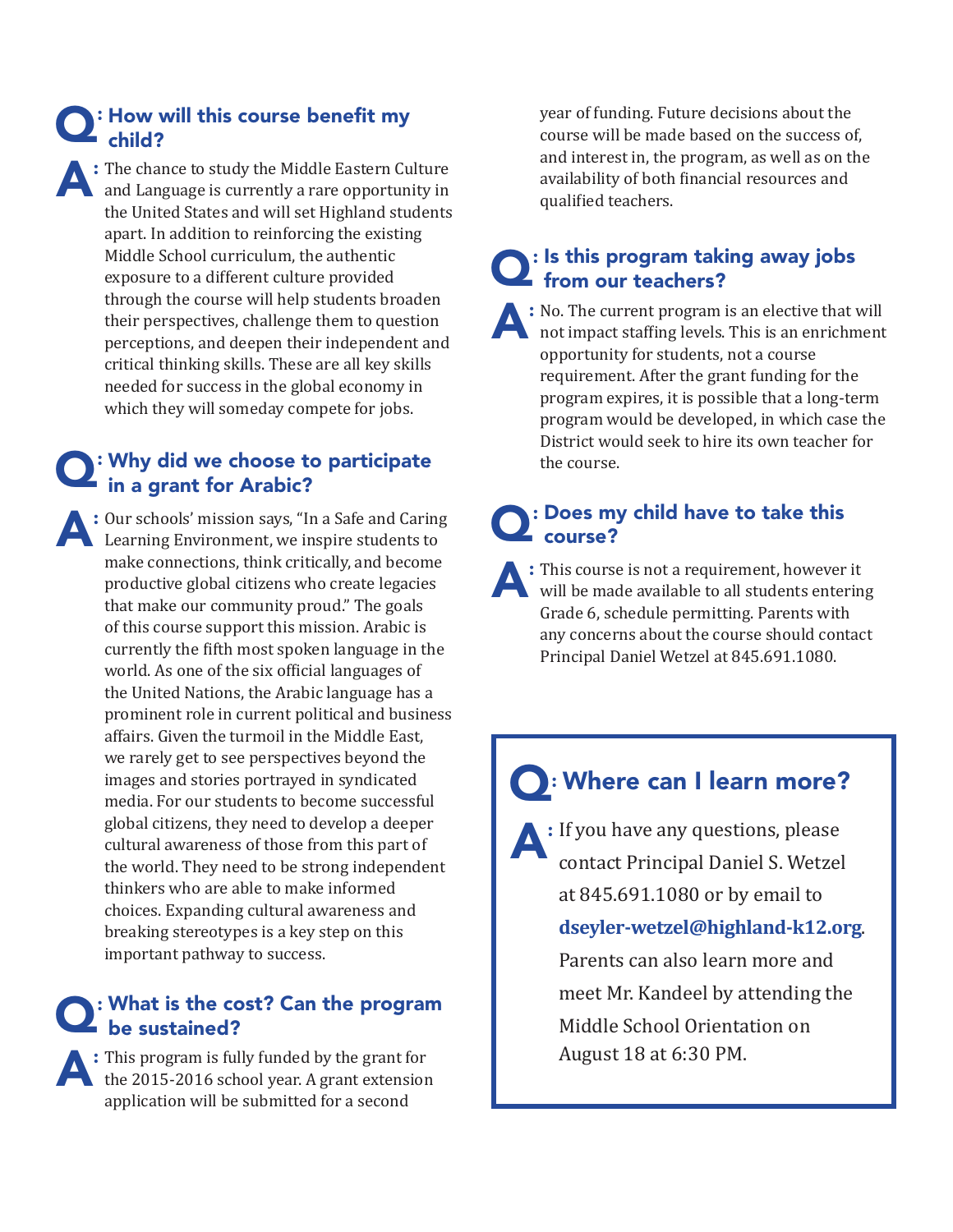## Q: How will this course benefit my child?

**A:** The chance to study the Middle Eastern Culture and Language is currently a rare opportunity in the United States and will set Highland students apart. In addition to reinforcing the existing Middle School curriculum, the authentic exposure to a different culture provided through the course will help students broaden their perspectives, challenge them to question perceptions, and deepen their independent and critical thinking skills. These are all key skills needed for success in the global economy in which they will someday compete for jobs.

## Q: Why did we choose to participate in a grant for Arabic?

**A:** Our schools' mission says, "In a Safe and Caring Learning Environment, we inspire students to make connections, think critically, and become productive global citizens who create legacies that make our community proud." The goals of this course support this mission. Arabic is currently the fifth most spoken language in the world. As one of the six official languages of the United Nations, the Arabic language has a prominent role in current political and business affairs. Given the turmoil in the Middle East, we rarely get to see perspectives beyond the images and stories portrayed in syndicated media. For our students to become successful global citizens, they need to develop a deeper cultural awareness of those from this part of the world. They need to be strong independent thinkers who are able to make informed choices. Expanding cultural awareness and breaking stereotypes is a key step on this important pathway to success.

## Q: What is the cost? Can the program be sustained?

**A:** This program is fully funded by the grant for the 2015-2016 school year. A grant extension application will be submitted for a second year of funding. Future decisions about the course will be made based on the success of, and interest in, the program, as well as on the availability of both financial resources and qualified teachers.

## Q: Is this program taking away jobs from our teachers?

**A:** No. The current program is an elective that will not impact staffing levels. This is an enrichment opportunity for students, not a course requirement. After the grant funding for the program expires, it is possible that a long-term program would be developed, in which case the District would seek to hire its own teacher for the course.

## Q: Does my child have to take this course?

**A:** This course is not a requirement, however it will be made available to all students entering Grade 6, schedule permitting. Parents with any concerns about the course should contact Principal Daniel Wetzel at 845.691.1080.

## Q: Where can I learn more?

**A:** If you have any questions, please contact Principal Daniel S. Wetzel at 845.691.1080 or by email to **dseyler-wetzel@highland-k12.org**. Parents can also learn more and meet Mr. Kandeel by attending the Middle School Orientation on August 18 at 6:30 PM.